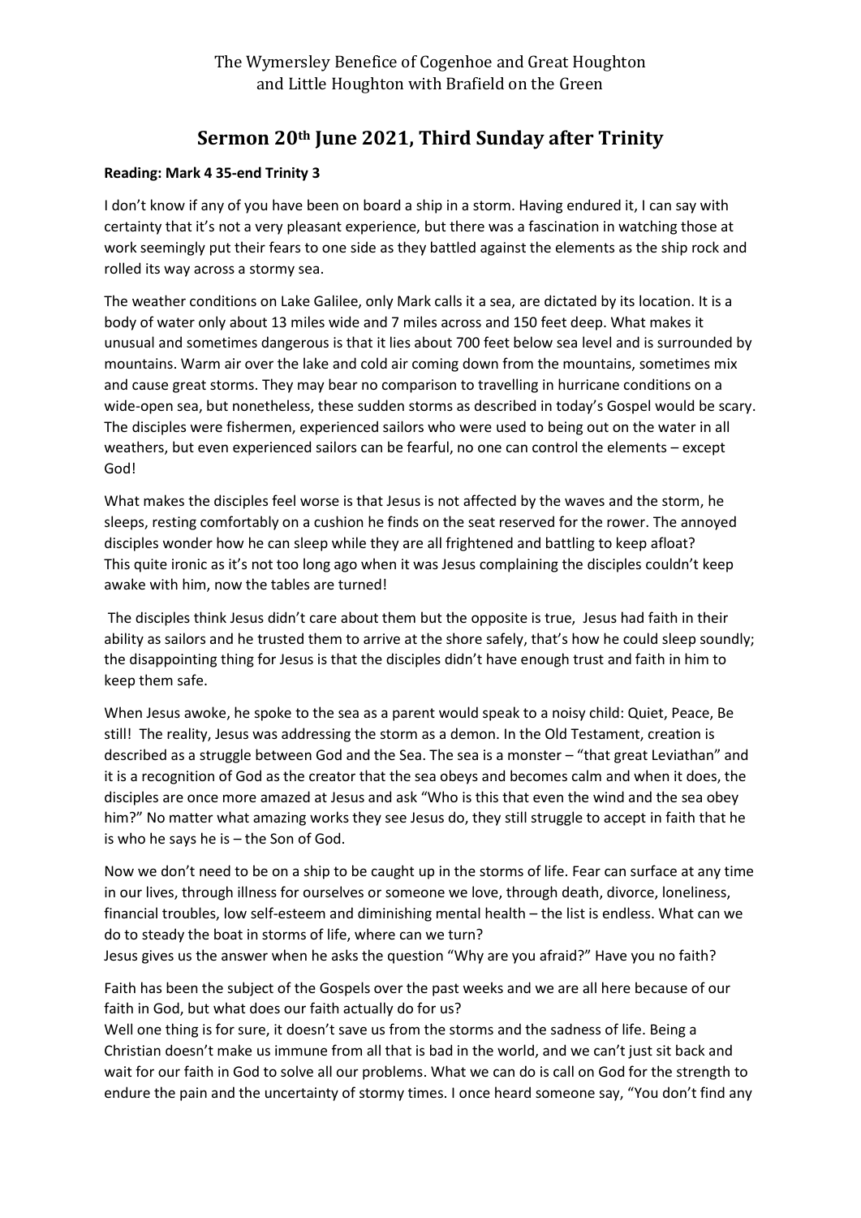The Wymersley Benefice of Cogenhoe and Great Houghton and Little Houghton with Brafield on the Green

# Sermon 20th June 2021, Third Sunday after Trinity

**Reading: Mark 4 35-end Trinity 3**

I don't know if any of you have been on board a ship in a storm. Having endured it, I can say with certainty that it's not a very pleasant experience, but there was a fascination in watching those at work seemingly put their fears to one side as they battled against the elements as the ship rock and rolled its way across a stormy sea.

The weather conditions on Lake Galilee, only Mark calls it a sea, are dictated by its location. It is a body of water only about 13 miles wide and 7 miles across and 150 feet deep. What makes it unusual and sometimes dangerous is that it lies about 700 feet below sea level and is surrounded by mountains. Warm air over the lake and cold air coming down from the mountains, sometimes mix and cause great storms. They may bear no comparison to travelling in hurricane conditions on a wide-open sea, but nonetheless, these sudden storms as described in today's Gospel would be scary. The disciples were fishermen, experienced sailors who were used to being out on the water in all weathers, but even experienced sailors can be fearful, no one can control the elements – except God!

What makes the disciples feel worse is that Jesus is not affected by the waves and the storm, he sleeps, resting comfortably on a cushion he finds on the seat reserved for the rower. The annoyed disciples wonder how he can sleep while they are all frightened and battling to keep afloat? This quite ironic as it's not too long ago when it was Jesus complaining the disciples couldn't keep awake with him, now the tables are turned!

The disciples think Jesus didn't care about them but the opposite is true, Jesus had faith in their ability as sailors and he trusted them to arrive at the shore safely, that's how he could sleep soundly; the disappointing thing for Jesus is that the disciples didn't have enough trust and faith in him to keep them safe.

When Jesus awoke, he spoke to the sea as a parent would speak to a noisy child: Quiet, Peace, Be still! The reality, Jesus was addressing the storm as a demon. In the Old Testament, creation is described as a struggle between God and the Sea. The sea is a monster – "that great Leviathan" and it is a recognition of God as the creator that the sea obeys and becomes calm and when it does, the disciples are once more amazed at Jesus and ask "Who is this that even the wind and the sea obey him?" No matter what amazing works they see Jesus do, they still struggle to accept in faith that he is who he says he is – the Son of God.

Now we don't need to be on a ship to be caught up in the storms of life. Fear can surface at any time in our lives, through illness for ourselves or someone we love, through death, divorce, loneliness, financial troubles, low self-esteem and diminishing mental health – the list is endless. What can we do to steady the boat in storms of life, where can we turn?
Jesus gives us the answer when he asks the question "Why are you afraid?" Have you no faith?

Faith has been the subject of the Gospels over the past weeks and we are all here because of our faith in God, but what does our faith actually do for us?
Well one thing is for sure, it doesn't save us from the storms and the sadness of life. Being a Christian doesn't make us immune from all that is bad in the world, and we can't just sit back and wait for our faith in God to solve all our problems. What we can do is call on God for the strength to endure the pain and the uncertainty of stormy times. I once heard someone say, "You don't find any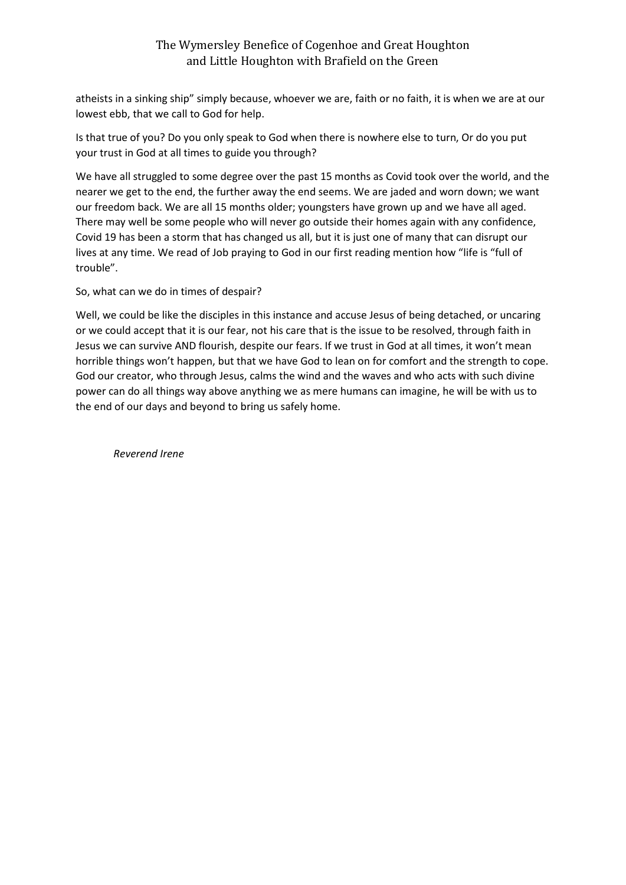atheists in a sinking ship" simply because, whoever we are, faith or no faith, it is when we are at our lowest ebb, that we call to God for help.

Is that true of you? Do you only speak to God when there is nowhere else to turn, Or do you put your trust in God at all times to guide you through?

We have all struggled to some degree over the past 15 months as Covid took over the world, and the nearer we get to the end, the further away the end seems. We are jaded and worn down; we want our freedom back. We are all 15 months older; youngsters have grown up and we have all aged. There may well be some people who will never go outside their homes again with any confidence, Covid 19 has been a storm that has changed us all, but it is just one of many that can disrupt our lives at any time. We read of Job praying to God in our first reading mention how "life is "full of trouble".

So, what can we do in times of despair?

Well, we could be like the disciples in this instance and accuse Jesus of being detached, or uncaring or we could accept that it is our fear, not his care that is the issue to be resolved, through faith in Jesus we can survive AND flourish, despite our fears. If we trust in God at all times, it won't mean horrible things won't happen, but that we have God to lean on for comfort and the strength to cope. God our creator, who through Jesus, calms the wind and the waves and who acts with such divine power can do all things way above anything we as mere humans can imagine, he will be with us to the end of our days and beyond to bring us safely home.

*Reverend Irene*